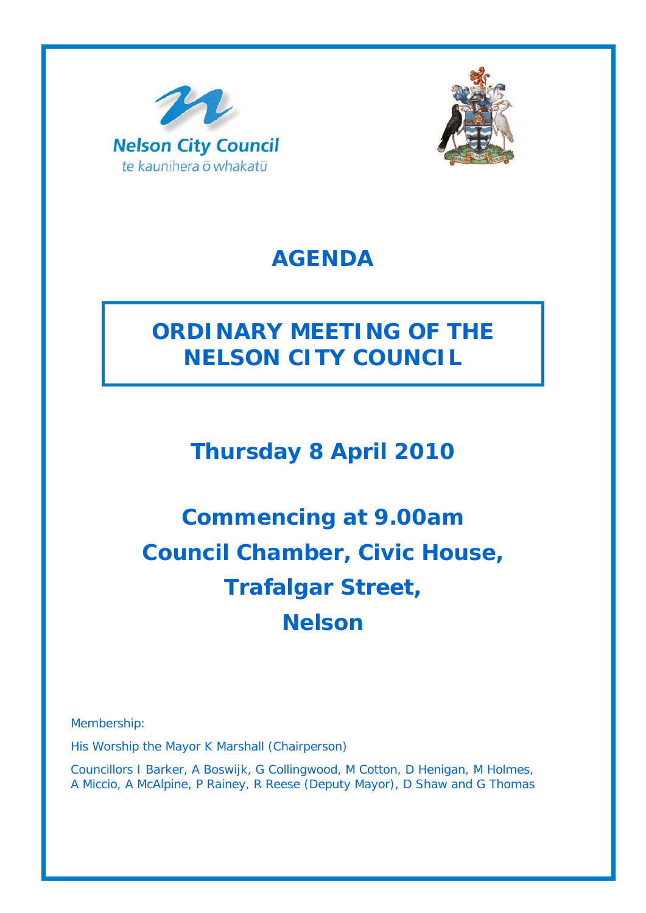Nelson City Council
te kaunihera ō whakatū

# AGENDA

## ORDINARY MEETING OF THE NELSON CITY COUNCIL

## Thursday 8 April 2010

## Commencing at 9.00am
## Council Chamber, Civic House, Trafalgar Street, Nelson

Membership:

His Worship the Mayor K Marshall (Chairperson)

Councillors I Barker, A Boswijk, G Collingwood, M Cotton, D Henigan, M Holmes, A Miccio, A McAlpine, P Rainey, R Reese (Deputy Mayor), D Shaw and G Thomas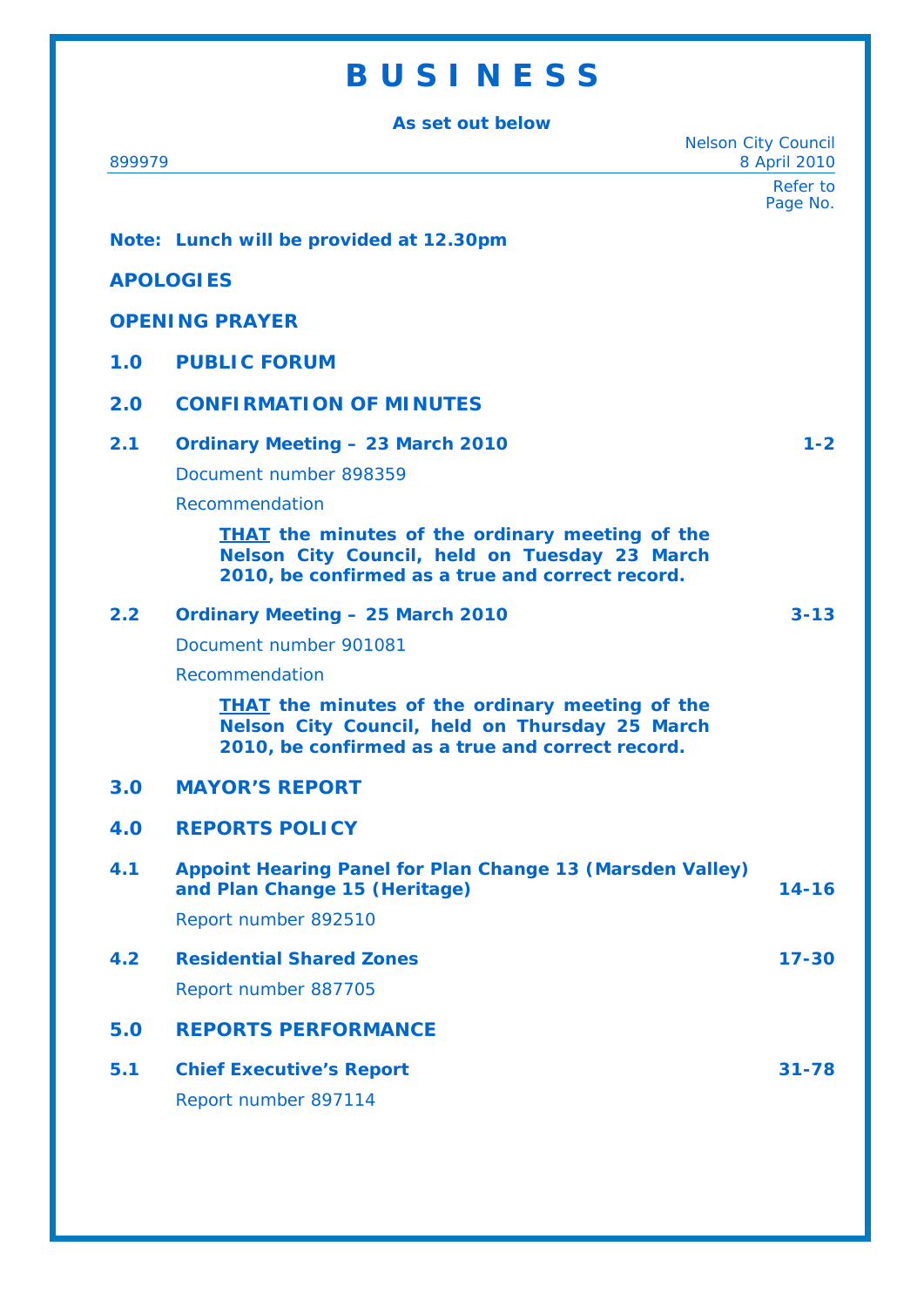# B U S I N E S S

**As set out below**

899979

Nelson City Council
8 April 2010

Refer to Page No.

**Note: Lunch will be provided at 12.30pm**

**APOLOGIES**

**OPENING PRAYER**

## 1.0 PUBLIC FORUM

## 2.0 CONFIRMATION OF MINUTES

### 2.1 Ordinary Meeting – 23 March 2010 — 1-2

Document number 898359

Recommendation

> **<u>THAT</u> the minutes of the ordinary meeting of the Nelson City Council, held on Tuesday 23 March 2010, be confirmed as a true and correct record.**

### 2.2 Ordinary Meeting – 25 March 2010 — 3-13

Document number 901081

Recommendation

> **<u>THAT</u> the minutes of the ordinary meeting of the Nelson City Council, held on Thursday 25 March 2010, be confirmed as a true and correct record.**

## 3.0 MAYOR'S REPORT

## 4.0 REPORTS POLICY

### 4.1 Appoint Hearing Panel for Plan Change 13 (Marsden Valley) and Plan Change 15 (Heritage) — 14-16

Report number 892510

### 4.2 Residential Shared Zones — 17-30

Report number 887705

## 5.0 REPORTS PERFORMANCE

### 5.1 Chief Executive's Report — 31-78

Report number 897114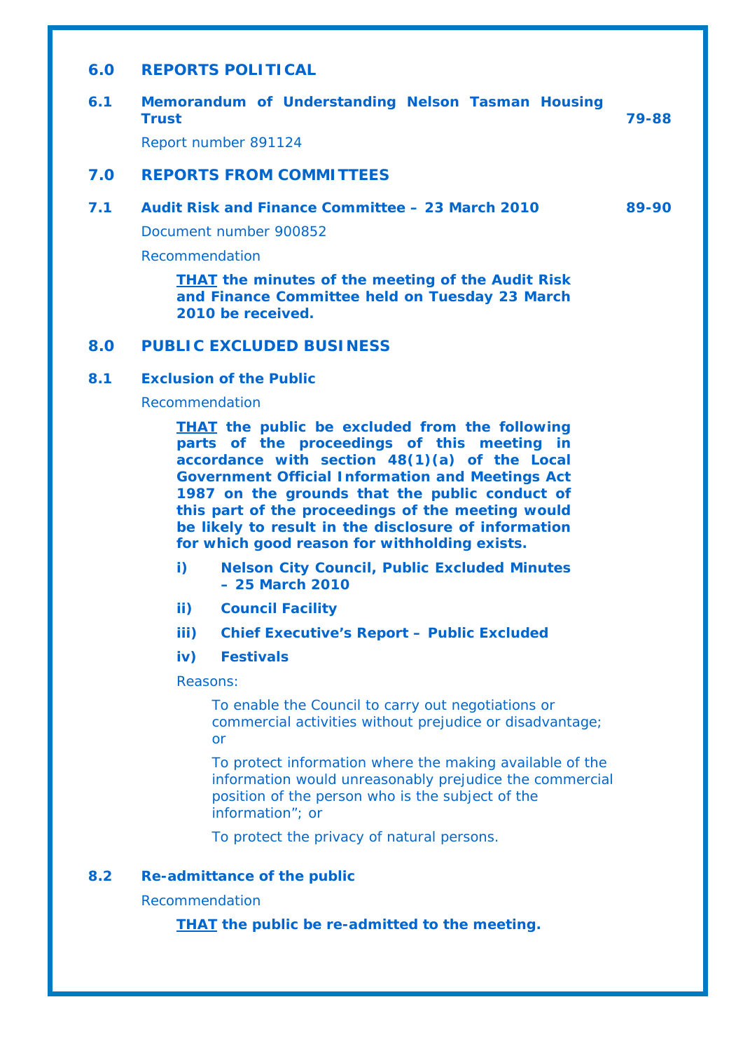## 6.0 REPORTS POLITICAL

### 6.1 Memorandum of Understanding Nelson Tasman Housing Trust — 79-88

Report number 891124

## 7.0 REPORTS FROM COMMITTEES

### 7.1 Audit Risk and Finance Committee – 23 March 2010 — 89-90

Document number 900852

Recommendation

> **THAT the minutes of the meeting of the Audit Risk and Finance Committee held on Tuesday 23 March 2010 be received.**

## 8.0 PUBLIC EXCLUDED BUSINESS

### 8.1 Exclusion of the Public

Recommendation

> **THAT the public be excluded from the following parts of the proceedings of this meeting in accordance with section 48(1)(a) of the Local Government Official Information and Meetings Act 1987 on the grounds that the public conduct of this part of the proceedings of the meeting would be likely to result in the disclosure of information for which good reason for withholding exists.**
>
> **i) Nelson City Council, Public Excluded Minutes – 25 March 2010**
>
> **ii) Council Facility**
>
> **iii) Chief Executive's Report – Public Excluded**
>
> **iv) Festivals**
>
> Reasons:
>
> To enable the Council to carry out negotiations or commercial activities without prejudice or disadvantage; or
>
> To protect information where the making available of the information would unreasonably prejudice the commercial position of the person who is the subject of the information"; or
>
> To protect the privacy of natural persons.

### 8.2 Re-admittance of the public

Recommendation

> **THAT the public be re-admitted to the meeting.**